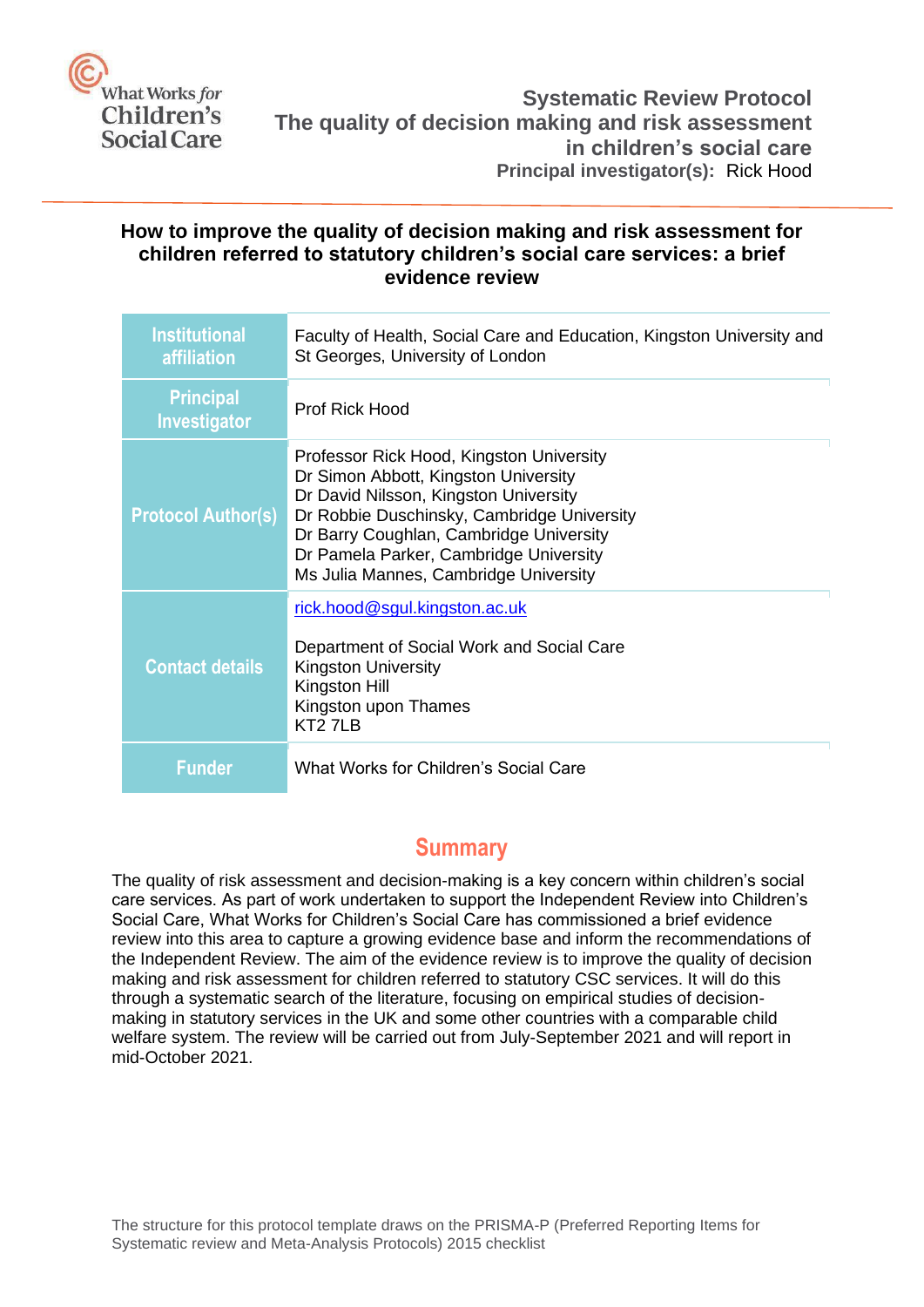What Works *for* Children's Social Care

**Systematic Review Protocol**
**The quality of decision making and risk assessment in children's social care**
**Principal investigator(s):** Rick Hood

# How to improve the quality of decision making and risk assessment for children referred to statutory children's social care services: a brief evidence review

| | |
|---|---|
| **Institutional affiliation** | Faculty of Health, Social Care and Education, Kingston University and St Georges, University of London |
| **Principal Investigator** | Prof Rick Hood |
| **Protocol Author(s)** | Professor Rick Hood, Kingston University<br>Dr Simon Abbott, Kingston University<br>Dr David Nilsson, Kingston University<br>Dr Robbie Duschinsky, Cambridge University<br>Dr Barry Coughlan, Cambridge University<br>Dr Pamela Parker, Cambridge University<br>Ms Julia Mannes, Cambridge University |
| **Contact details** | rick.hood@sgul.kingston.ac.uk<br><br>Department of Social Work and Social Care<br>Kingston University<br>Kingston Hill<br>Kingston upon Thames<br>KT2 7LB |
| **Funder** | What Works for Children's Social Care |

## Summary

The quality of risk assessment and decision-making is a key concern within children's social care services. As part of work undertaken to support the Independent Review into Children's Social Care, What Works for Children's Social Care has commissioned a brief evidence review into this area to capture a growing evidence base and inform the recommendations of the Independent Review. The aim of the evidence review is to improve the quality of decision making and risk assessment for children referred to statutory CSC services. It will do this through a systematic search of the literature, focusing on empirical studies of decision-making in statutory services in the UK and some other countries with a comparable child welfare system. The review will be carried out from July-September 2021 and will report in mid-October 2021.

The structure for this protocol template draws on the PRISMA-P (Preferred Reporting Items for Systematic review and Meta-Analysis Protocols) 2015 checklist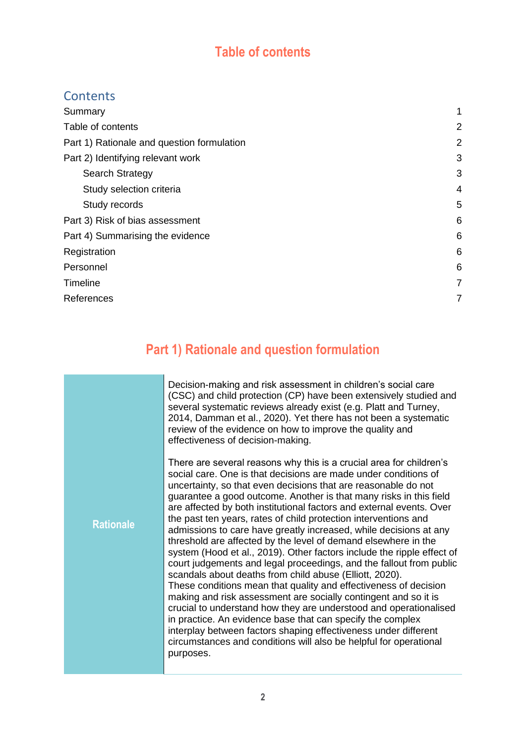# Table of contents

## Contents

| | |
|---|---|
| Summary | 1 |
| Table of contents | 2 |
| Part 1) Rationale and question formulation | 2 |
| Part 2) Identifying relevant work | 3 |
| Search Strategy | 3 |
| Study selection criteria | 4 |
| Study records | 5 |
| Part 3) Risk of bias assessment | 6 |
| Part 4) Summarising the evidence | 6 |
| Registration | 6 |
| Personnel | 6 |
| Timeline | 7 |
| References | 7 |

# Part 1) Rationale and question formulation

| | |
|---|---|
| **Rationale** | Decision-making and risk assessment in children's social care (CSC) and child protection (CP) have been extensively studied and several systematic reviews already exist (e.g. Platt and Turney, 2014, Damman et al., 2020). Yet there has not been a systematic review of the evidence on how to improve the quality and effectiveness of decision-making.<br><br>There are several reasons why this is a crucial area for children's social care. One is that decisions are made under conditions of uncertainty, so that even decisions that are reasonable do not guarantee a good outcome. Another is that many risks in this field are affected by both institutional factors and external events. Over the past ten years, rates of child protection interventions and admissions to care have greatly increased, while decisions at any threshold are affected by the level of demand elsewhere in the system (Hood et al., 2019). Other factors include the ripple effect of court judgements and legal proceedings, and the fallout from public scandals about deaths from child abuse (Elliott, 2020). These conditions mean that quality and effectiveness of decision making and risk assessment are socially contingent and so it is crucial to understand how they are understood and operationalised in practice. An evidence base that can specify the complex interplay between factors shaping effectiveness under different circumstances and conditions will also be helpful for operational purposes. |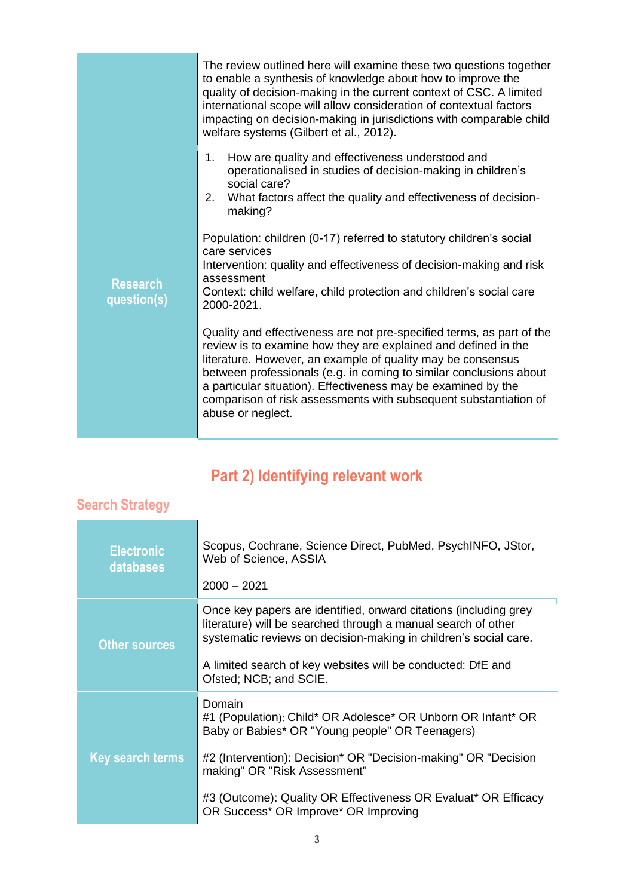| | |
|---|---|
| | The review outlined here will examine these two questions together to enable a synthesis of knowledge about how to improve the quality of decision-making in the current context of CSC. A limited international scope will allow consideration of contextual factors impacting on decision-making in jurisdictions with comparable child welfare systems (Gilbert et al., 2012). |
| **Research question(s)** | 1. How are quality and effectiveness understood and operationalised in studies of decision-making in children's social care?<br>2. What factors affect the quality and effectiveness of decision-making?<br><br>Population: children (0-17) referred to statutory children's social care services<br>Intervention: quality and effectiveness of decision-making and risk assessment<br>Context: child welfare, child protection and children's social care 2000-2021.<br><br>Quality and effectiveness are not pre-specified terms, as part of the review is to examine how they are explained and defined in the literature. However, an example of quality may be consensus between professionals (e.g. in coming to similar conclusions about a particular situation). Effectiveness may be examined by the comparison of risk assessments with subsequent substantiation of abuse or neglect. |

## Part 2) Identifying relevant work

### Search Strategy

| | |
|---|---|
| **Electronic databases** | Scopus, Cochrane, Science Direct, PubMed, PsychINFO, JStor, Web of Science, ASSIA<br><br>2000 – 2021 |
| **Other sources** | Once key papers are identified, onward citations (including grey literature) will be searched through a manual search of other systematic reviews on decision-making in children's social care.<br><br>A limited search of key websites will be conducted: DfE and Ofsted; NCB; and SCIE. |
| **Key search terms** | Domain<br>#1 (Population): Child* OR Adolesce* OR Unborn OR Infant* OR Baby or Babies* OR "Young people" OR Teenagers)<br><br>#2 (Intervention): Decision* OR "Decision-making" OR "Decision making" OR "Risk Assessment"<br><br>#3 (Outcome): Quality OR Effectiveness OR Evaluat* OR Efficacy OR Success* OR Improve* OR Improving |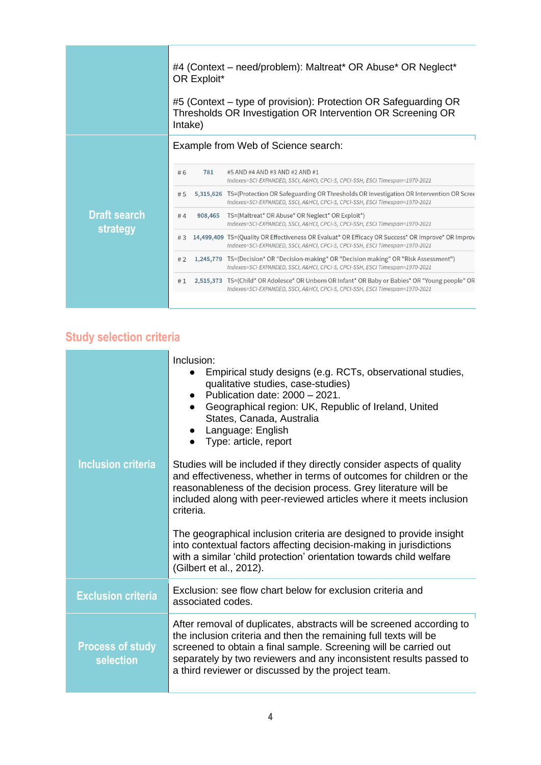| | |
|---|---|
| | #4 (Context – need/problem): Maltreat* OR Abuse* OR Neglect* OR Exploit*<br><br>#5 (Context – type of provision): Protection OR Safeguarding OR Thresholds OR Investigation OR Intervention OR Screening OR Intake) |
| **Draft search strategy** | Example from Web of Science search:<br><br># 6 781 #5 AND #4 AND #3 AND #2 AND #1<br>*Indexes=SCI-EXPANDED, SSCI, A&HCI, CPCI-S, CPCI-SSH, ESCI Timespan=1970-2021*<br><br># 5 5,315,626 TS=(Protection OR Safeguarding OR Thresholds OR Investigation OR Intervention OR Scree<br>*Indexes=SCI-EXPANDED, SSCI, A&HCI, CPCI-S, CPCI-SSH, ESCI Timespan=1970-2021*<br><br># 4 908,465 TS=(Maltreat* OR Abuse* OR Neglect* OR Exploit*)<br>*Indexes=SCI-EXPANDED, SSCI, A&HCI, CPCI-S, CPCI-SSH, ESCI Timespan=1970-2021*<br><br># 3 14,499,409 TS=(Quality OR Effectiveness OR Evaluat* OR Efficacy OR Success* OR Improve* OR Improv<br>*Indexes=SCI-EXPANDED, SSCI, A&HCI, CPCI-S, CPCI-SSH, ESCI Timespan=1970-2021*<br><br># 2 1,245,779 TS=(Decision* OR "Decision-making" OR "Decision making" OR "Risk Assessment")<br>*Indexes=SCI-EXPANDED, SSCI, A&HCI, CPCI-S, CPCI-SSH, ESCI Timespan=1970-2021*<br><br># 1 2,515,373 TS=(Child* OR Adolesce* OR Unborn OR Infant* OR Baby or Babies* OR "Young people" OR<br>*Indexes=SCI-EXPANDED, SSCI, A&HCI, CPCI-S, CPCI-SSH, ESCI Timespan=1970-2021* |

## Study selection criteria

| | |
|---|---|
| **Inclusion criteria** | Inclusion:<br>• Empirical study designs (e.g. RCTs, observational studies, qualitative studies, case-studies)<br>• Publication date: 2000 – 2021.<br>• Geographical region: UK, Republic of Ireland, United States, Canada, Australia<br>• Language: English<br>• Type: article, report<br><br>Studies will be included if they directly consider aspects of quality and effectiveness, whether in terms of outcomes for children or the reasonableness of the decision process. Grey literature will be included along with peer-reviewed articles where it meets inclusion criteria.<br><br>The geographical inclusion criteria are designed to provide insight into contextual factors affecting decision-making in jurisdictions with a similar 'child protection' orientation towards child welfare (Gilbert et al., 2012). |
| **Exclusion criteria** | Exclusion: see flow chart below for exclusion criteria and associated codes. |
| **Process of study selection** | After removal of duplicates, abstracts will be screened according to the inclusion criteria and then the remaining full texts will be screened to obtain a final sample. Screening will be carried out separately by two reviewers and any inconsistent results passed to a third reviewer or discussed by the project team. |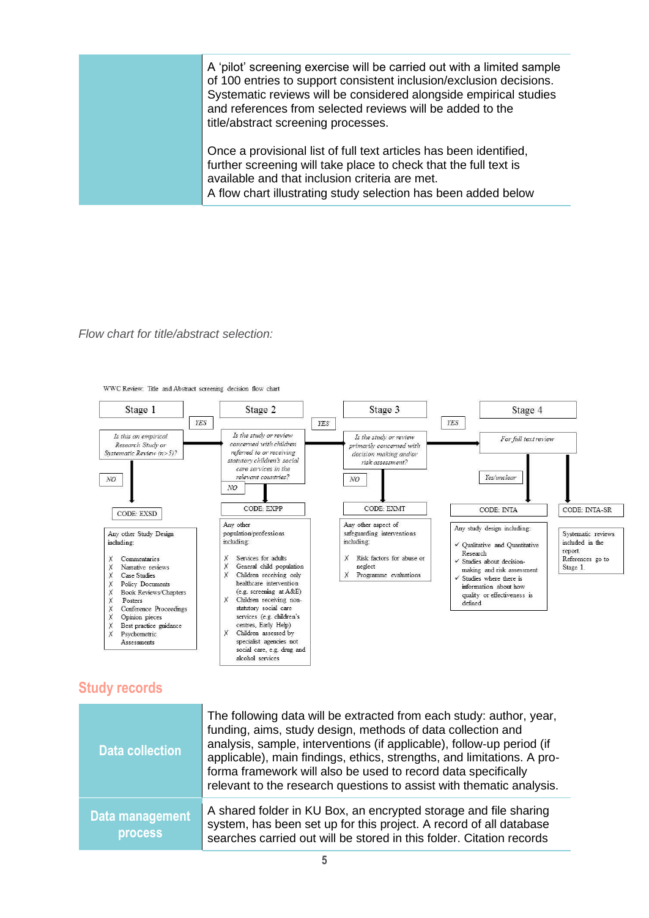| | |
|---|---|
| | A 'pilot' screening exercise will be carried out with a limited sample of 100 entries to support consistent inclusion/exclusion decisions. Systematic reviews will be considered alongside empirical studies and references from selected reviews will be added to the title/abstract screening processes.<br><br>Once a provisional list of full text articles has been identified, further screening will take place to check that the full text is available and that inclusion criteria are met.<br>A flow chart illustrating study selection has been added below |

*Flow chart for title/abstract selection:*

WWC Review: Title and Abstract screening decision flow chart

**Stage 1**

*Is this an empirical Research Study or Systematic Review (n>5)?*

- YES → Stage 2
- NO → CODE: EXSD

Any other Study Design including:
- ✗ Commentaries
- ✗ Narrative reviews
- ✗ Case Studies
- ✗ Policy Documents
- ✗ Book Reviews/Chapters
- ✗ Posters
- ✗ Conference Proceedings
- ✗ Opinion pieces
- ✗ Best practice guidance
- ✗ Psychometric Assessments

**Stage 2**

*Is the study or review concerned with children referred to or receiving statutory children's social care services in the relevant countries?*

- YES → Stage 3
- NO → CODE: EXPP

Any other population/professions including:
- ✗ Services for adults
- ✗ General child population
- ✗ Children receiving only healthcare intervention (e.g. screening at A&E)
- ✗ Children receiving non-statutory social care services (e.g. children's centres, Early Help)
- ✗ Children assessed by specialist agencies not social care, e.g. drug and alcohol services

**Stage 3**

*Is the study or review primarily concerned with decision making and/or risk assessment?*

- YES → Stage 4
- NO → CODE: EXMT

Any other aspect of safeguarding interventions including:
- ✗ Risk factors for abuse or neglect
- ✗ Programme evaluations

**Stage 4**

*For full text review*

- Yes/unclear → CODE: INTA
- → CODE: INTA-SR

CODE: INTA — Any study design including:
- ✓ Qualitative and Quantitative Research
- ✓ Studies about decision-making and risk assessment
- ✓ Studies where there is information about how quality or effectiveness is defined

CODE: INTA-SR — Systematic reviews included in the report. References go to Stage 1.

## Study records

| | |
|---|---|
| **Data collection** | The following data will be extracted from each study: author, year, funding, aims, study design, methods of data collection and analysis, sample, interventions (if applicable), follow-up period (if applicable), main findings, ethics, strengths, and limitations. A pro-forma framework will also be used to record data specifically relevant to the research questions to assist with thematic analysis. |
| **Data management process** | A shared folder in KU Box, an encrypted storage and file sharing system, has been set up for this project. A record of all database searches carried out will be stored in this folder. Citation records |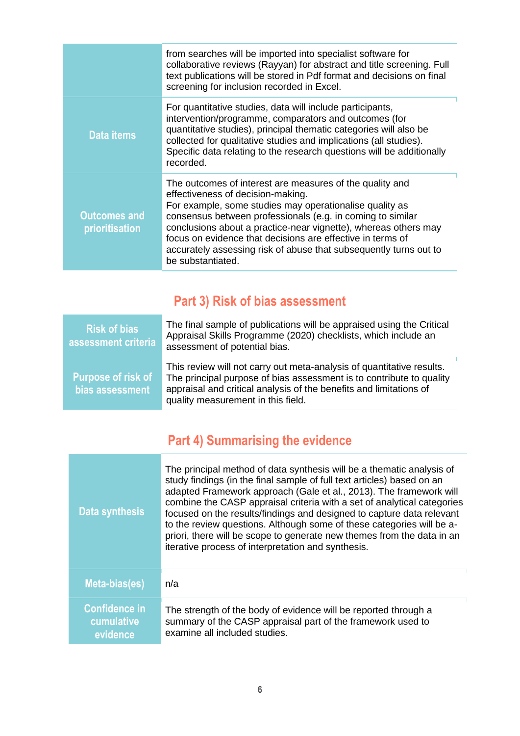| | |
|---|---|
| | from searches will be imported into specialist software for collaborative reviews (Rayyan) for abstract and title screening. Full text publications will be stored in Pdf format and decisions on final screening for inclusion recorded in Excel. |
| **Data items** | For quantitative studies, data will include participants, intervention/programme, comparators and outcomes (for quantitative studies), principal thematic categories will also be collected for qualitative studies and implications (all studies). Specific data relating to the research questions will be additionally recorded. |
| **Outcomes and prioritisation** | The outcomes of interest are measures of the quality and effectiveness of decision-making.<br>For example, some studies may operationalise quality as consensus between professionals (e.g. in coming to similar conclusions about a practice-near vignette), whereas others may focus on evidence that decisions are effective in terms of accurately assessing risk of abuse that subsequently turns out to be substantiated. |

## Part 3) Risk of bias assessment

| | |
|---|---|
| **Risk of bias assessment criteria** | The final sample of publications will be appraised using the Critical Appraisal Skills Programme (2020) checklists, which include an assessment of potential bias. |
| **Purpose of risk of bias assessment** | This review will not carry out meta-analysis of quantitative results. The principal purpose of bias assessment is to contribute to quality appraisal and critical analysis of the benefits and limitations of quality measurement in this field. |

## Part 4) Summarising the evidence

| | |
|---|---|
| **Data synthesis** | The principal method of data synthesis will be a thematic analysis of study findings (in the final sample of full text articles) based on an adapted Framework approach (Gale et al., 2013). The framework will combine the CASP appraisal criteria with a set of analytical categories focused on the results/findings and designed to capture data relevant to the review questions. Although some of these categories will be a-priori, there will be scope to generate new themes from the data in an iterative process of interpretation and synthesis. |
| **Meta-bias(es)** | n/a |
| **Confidence in cumulative evidence** | The strength of the body of evidence will be reported through a summary of the CASP appraisal part of the framework used to examine all included studies. |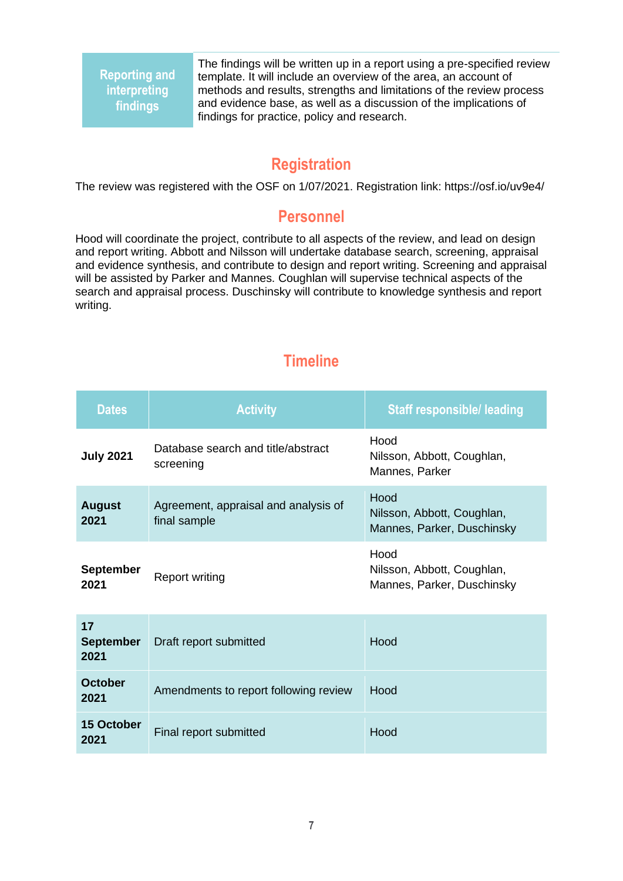| Reporting and interpreting findings | The findings will be written up in a report using a pre-specified review template. It will include an overview of the area, an account of methods and results, strengths and limitations of the review process and evidence base, as well as a discussion of the implications of findings for practice, policy and research. |
|---|---|

## Registration

The review was registered with the OSF on 1/07/2021. Registration link: https://osf.io/uv9e4/

## Personnel

Hood will coordinate the project, contribute to all aspects of the review, and lead on design and report writing. Abbott and Nilsson will undertake database search, screening, appraisal and evidence synthesis, and contribute to design and report writing. Screening and appraisal will be assisted by Parker and Mannes. Coughlan will supervise technical aspects of the search and appraisal process. Duschinsky will contribute to knowledge synthesis and report writing.

## Timeline

| Dates | Activity | Staff responsible/ leading |
|---|---|---|
| **July 2021** | Database search and title/abstract screening | Hood<br>Nilsson, Abbott, Coughlan, Mannes, Parker |
| **August 2021** | Agreement, appraisal and analysis of final sample | Hood<br>Nilsson, Abbott, Coughlan, Mannes, Parker, Duschinsky |
| **September 2021** | Report writing | Hood<br>Nilsson, Abbott, Coughlan, Mannes, Parker, Duschinsky |
| **17 September 2021** | Draft report submitted | Hood |
| **October 2021** | Amendments to report following review | Hood |
| **15 October 2021** | Final report submitted | Hood |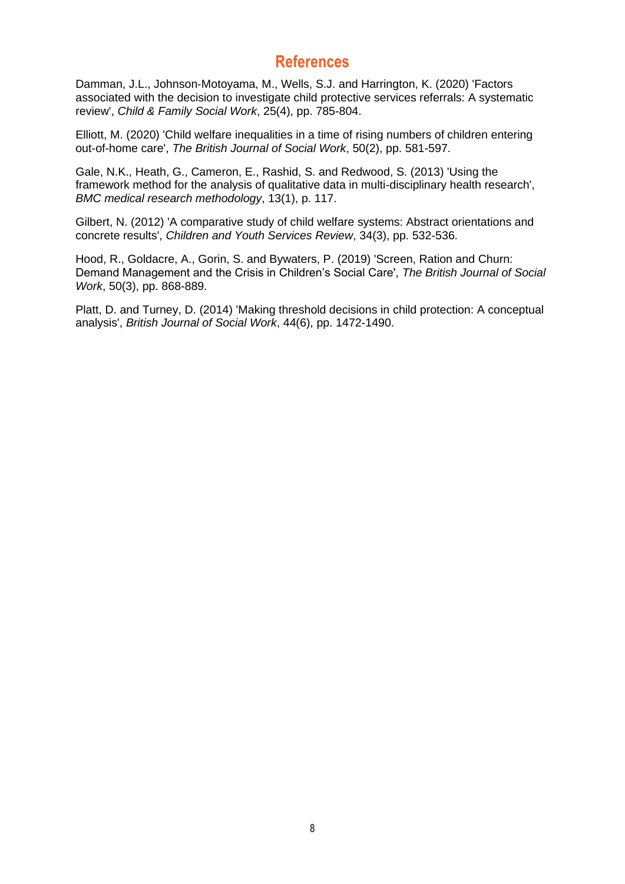# References

Damman, J.L., Johnson-Motoyama, M., Wells, S.J. and Harrington, K. (2020) 'Factors associated with the decision to investigate child protective services referrals: A systematic review', *Child & Family Social Work*, 25(4), pp. 785-804.

Elliott, M. (2020) 'Child welfare inequalities in a time of rising numbers of children entering out-of-home care', *The British Journal of Social Work*, 50(2), pp. 581-597.

Gale, N.K., Heath, G., Cameron, E., Rashid, S. and Redwood, S. (2013) 'Using the framework method for the analysis of qualitative data in multi-disciplinary health research', *BMC medical research methodology*, 13(1), p. 117.

Gilbert, N. (2012) 'A comparative study of child welfare systems: Abstract orientations and concrete results', *Children and Youth Services Review*, 34(3), pp. 532-536.

Hood, R., Goldacre, A., Gorin, S. and Bywaters, P. (2019) 'Screen, Ration and Churn: Demand Management and the Crisis in Children's Social Care', *The British Journal of Social Work*, 50(3), pp. 868-889.

Platt, D. and Turney, D. (2014) 'Making threshold decisions in child protection: A conceptual analysis', *British Journal of Social Work*, 44(6), pp. 1472-1490.